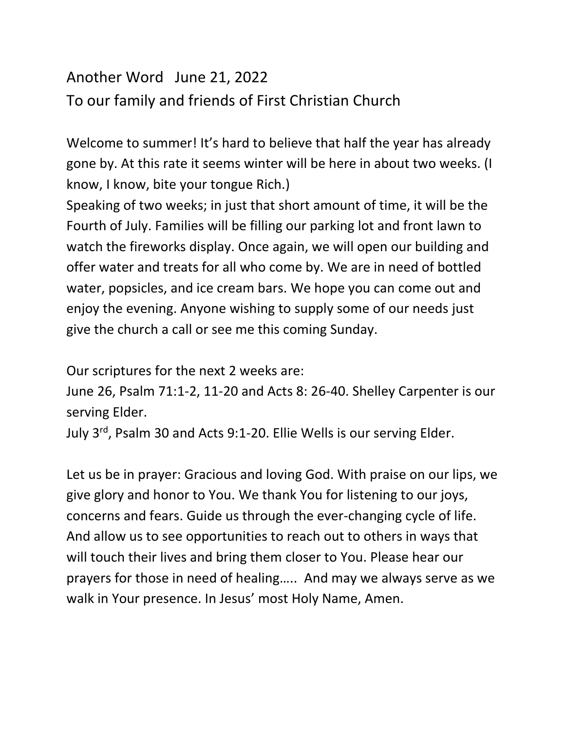Another Word June 21, 2022

To our family and friends of First Christian Church

Welcome to summer! It's hard to believe that half the year has already gone by. At this rate it seems winter will be here in about two weeks. (I know, I know, bite your tongue Rich.)

Speaking of two weeks; in just that short amount of time, it will be the Fourth of July. Families will be filling our parking lot and front lawn to watch the fireworks display. Once again, we will open our building and offer water and treats for all who come by. We are in need of bottled water, popsicles, and ice cream bars. We hope you can come out and enjoy the evening. Anyone wishing to supply some of our needs just give the church a call or see me this coming Sunday.

Our scriptures for the next 2 weeks are:

June 26, Psalm 71:1-2, 11-20 and Acts 8: 26-40. Shelley Carpenter is our serving Elder.

July 3rd, Psalm 30 and Acts 9:1-20. Ellie Wells is our serving Elder.

Let us be in prayer: Gracious and loving God. With praise on our lips, we give glory and honor to You. We thank You for listening to our joys, concerns and fears. Guide us through the ever-changing cycle of life. And allow us to see opportunities to reach out to others in ways that will touch their lives and bring them closer to You. Please hear our prayers for those in need of healing….. And may we always serve as we walk in Your presence. In Jesus' most Holy Name, Amen.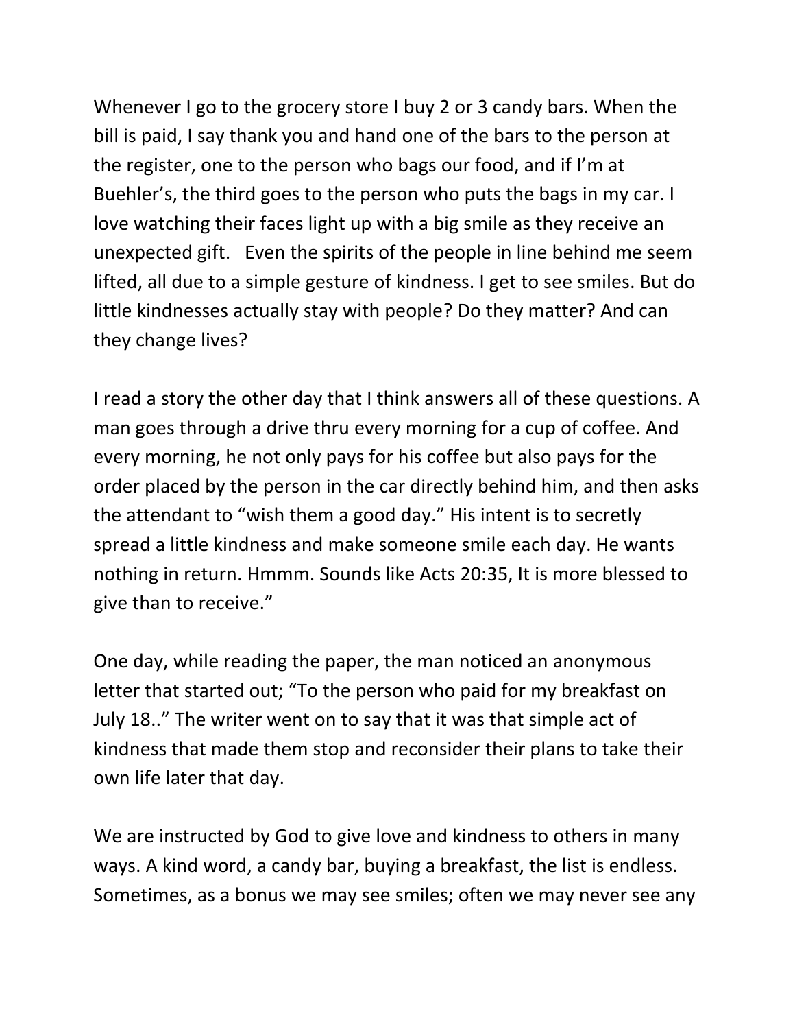Whenever I go to the grocery store I buy 2 or 3 candy bars. When the bill is paid, I say thank you and hand one of the bars to the person at the register, one to the person who bags our food, and if I'm at Buehler's, the third goes to the person who puts the bags in my car. I love watching their faces light up with a big smile as they receive an unexpected gift.   Even the spirits of the people in line behind me seem lifted, all due to a simple gesture of kindness. I get to see smiles. But do little kindnesses actually stay with people? Do they matter? And can they change lives?

I read a story the other day that I think answers all of these questions. A man goes through a drive thru every morning for a cup of coffee. And every morning, he not only pays for his coffee but also pays for the order placed by the person in the car directly behind him, and then asks the attendant to "wish them a good day." His intent is to secretly spread a little kindness and make someone smile each day. He wants nothing in return. Hmmm. Sounds like Acts 20:35, It is more blessed to give than to receive."

One day, while reading the paper, the man noticed an anonymous letter that started out; "To the person who paid for my breakfast on July 18.." The writer went on to say that it was that simple act of kindness that made them stop and reconsider their plans to take their own life later that day.

We are instructed by God to give love and kindness to others in many ways. A kind word, a candy bar, buying a breakfast, the list is endless. Sometimes, as a bonus we may see smiles; often we may never see any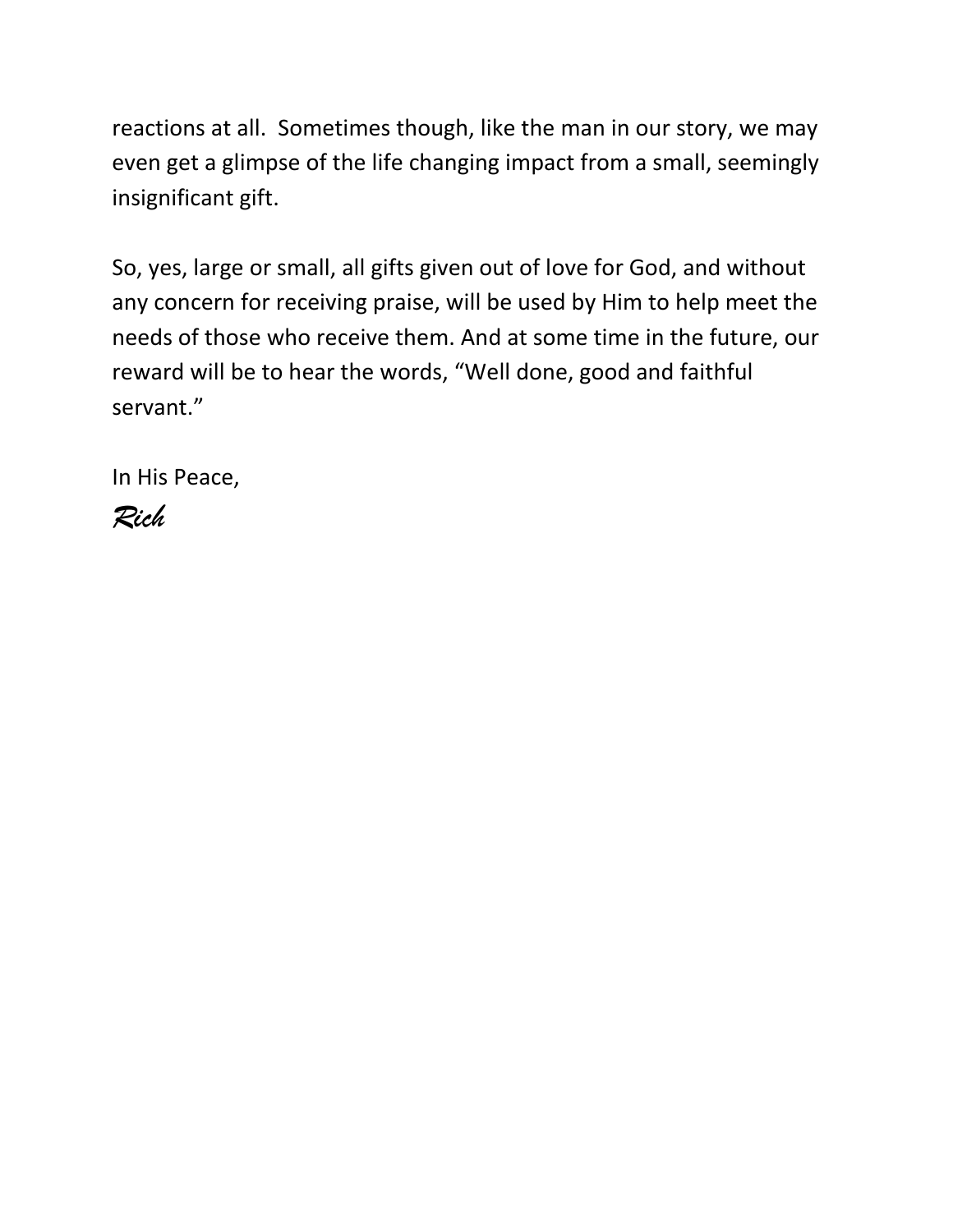reactions at all. Sometimes though, like the man in our story, we may even get a glimpse of the life changing impact from a small, seemingly insignificant gift.

So, yes, large or small, all gifts given out of love for God, and without any concern for receiving praise, will be used by Him to help meet the needs of those who receive them. And at some time in the future, our reward will be to hear the words, “Well done, good and faithful servant.”

In His Peace,

*Rich*